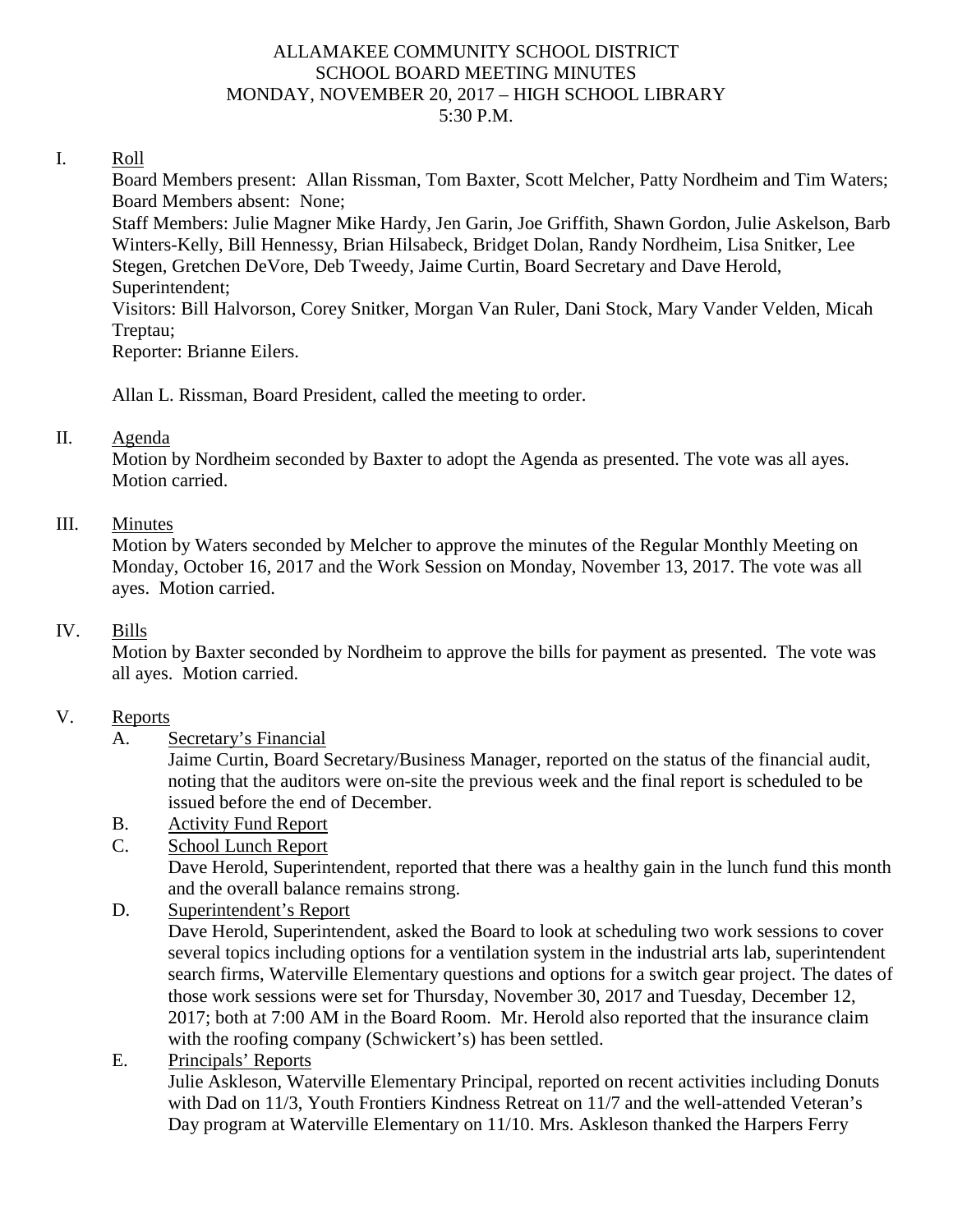# ALLAMAKEE COMMUNITY SCHOOL DISTRICT
## SCHOOL BOARD MEETING MINUTES
### MONDAY, NOVEMBER 20, 2017 – HIGH SCHOOL LIBRARY
### 5:30 P.M.

I. Roll

Board Members present: Allan Rissman, Tom Baxter, Scott Melcher, Patty Nordheim and Tim Waters; Board Members absent: None;

Staff Members: Julie Magner Mike Hardy, Jen Garin, Joe Griffith, Shawn Gordon, Julie Askelson, Barb Winters-Kelly, Bill Hennessy, Brian Hilsabeck, Bridget Dolan, Randy Nordheim, Lisa Snitker, Lee Stegen, Gretchen DeVore, Deb Tweedy, Jaime Curtin, Board Secretary and Dave Herold, Superintendent;

Visitors: Bill Halvorson, Corey Snitker, Morgan Van Ruler, Dani Stock, Mary Vander Velden, Micah Treptau;

Reporter: Brianne Eilers.

Allan L. Rissman, Board President, called the meeting to order.

II. Agenda

Motion by Nordheim seconded by Baxter to adopt the Agenda as presented. The vote was all ayes. Motion carried.

III. Minutes

Motion by Waters seconded by Melcher to approve the minutes of the Regular Monthly Meeting on Monday, October 16, 2017 and the Work Session on Monday, November 13, 2017. The vote was all ayes. Motion carried.

IV. Bills

Motion by Baxter seconded by Nordheim to approve the bills for payment as presented. The vote was all ayes. Motion carried.

V. Reports

A. Secretary's Financial

Jaime Curtin, Board Secretary/Business Manager, reported on the status of the financial audit, noting that the auditors were on-site the previous week and the final report is scheduled to be issued before the end of December.

B. Activity Fund Report

C. School Lunch Report

Dave Herold, Superintendent, reported that there was a healthy gain in the lunch fund this month and the overall balance remains strong.

D. Superintendent's Report

Dave Herold, Superintendent, asked the Board to look at scheduling two work sessions to cover several topics including options for a ventilation system in the industrial arts lab, superintendent search firms, Waterville Elementary questions and options for a switch gear project. The dates of those work sessions were set for Thursday, November 30, 2017 and Tuesday, December 12, 2017; both at 7:00 AM in the Board Room. Mr. Herold also reported that the insurance claim with the roofing company (Schwickert's) has been settled.

E. Principals' Reports

Julie Askleson, Waterville Elementary Principal, reported on recent activities including Donuts with Dad on 11/3, Youth Frontiers Kindness Retreat on 11/7 and the well-attended Veteran's Day program at Waterville Elementary on 11/10. Mrs. Askleson thanked the Harpers Ferry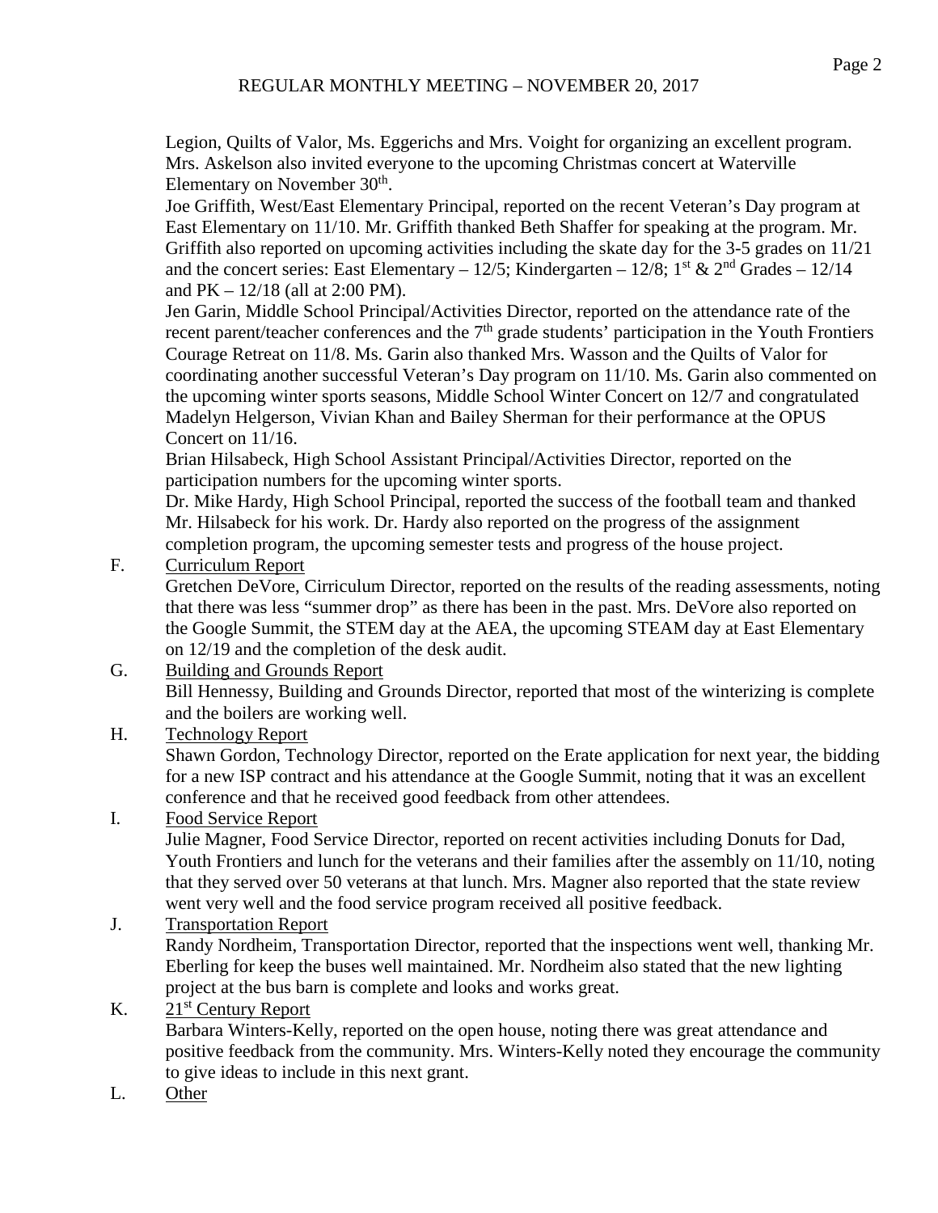Legion, Quilts of Valor, Ms. Eggerichs and Mrs. Voight for organizing an excellent program. Mrs. Askelson also invited everyone to the upcoming Christmas concert at Waterville Elementary on November 30th.

Joe Griffith, West/East Elementary Principal, reported on the recent Veteran's Day program at East Elementary on 11/10. Mr. Griffith thanked Beth Shaffer for speaking at the program. Mr. Griffith also reported on upcoming activities including the skate day for the 3-5 grades on 11/21 and the concert series: East Elementary – 12/5; Kindergarten – 12/8; 1st & 2nd Grades – 12/14 and PK – 12/18 (all at 2:00 PM).

Jen Garin, Middle School Principal/Activities Director, reported on the attendance rate of the recent parent/teacher conferences and the 7th grade students' participation in the Youth Frontiers Courage Retreat on 11/8. Ms. Garin also thanked Mrs. Wasson and the Quilts of Valor for coordinating another successful Veteran's Day program on 11/10. Ms. Garin also commented on the upcoming winter sports seasons, Middle School Winter Concert on 12/7 and congratulated Madelyn Helgerson, Vivian Khan and Bailey Sherman for their performance at the OPUS Concert on 11/16.

Brian Hilsabeck, High School Assistant Principal/Activities Director, reported on the participation numbers for the upcoming winter sports.

Dr. Mike Hardy, High School Principal, reported the success of the football team and thanked Mr. Hilsabeck for his work. Dr. Hardy also reported on the progress of the assignment completion program, the upcoming semester tests and progress of the house project.

F. Curriculum Report

Gretchen DeVore, Cirriculum Director, reported on the results of the reading assessments, noting that there was less "summer drop" as there has been in the past. Mrs. DeVore also reported on the Google Summit, the STEM day at the AEA, the upcoming STEAM day at East Elementary on 12/19 and the completion of the desk audit.

G. Building and Grounds Report

Bill Hennessy, Building and Grounds Director, reported that most of the winterizing is complete and the boilers are working well.

H. Technology Report

Shawn Gordon, Technology Director, reported on the Erate application for next year, the bidding for a new ISP contract and his attendance at the Google Summit, noting that it was an excellent conference and that he received good feedback from other attendees.

I. Food Service Report

Julie Magner, Food Service Director, reported on recent activities including Donuts for Dad, Youth Frontiers and lunch for the veterans and their families after the assembly on 11/10, noting that they served over 50 veterans at that lunch. Mrs. Magner also reported that the state review went very well and the food service program received all positive feedback.

J. Transportation Report

Randy Nordheim, Transportation Director, reported that the inspections went well, thanking Mr. Eberling for keep the buses well maintained. Mr. Nordheim also stated that the new lighting project at the bus barn is complete and looks and works great.

K. 21st Century Report

Barbara Winters-Kelly, reported on the open house, noting there was great attendance and positive feedback from the community. Mrs. Winters-Kelly noted they encourage the community to give ideas to include in this next grant.

L. Other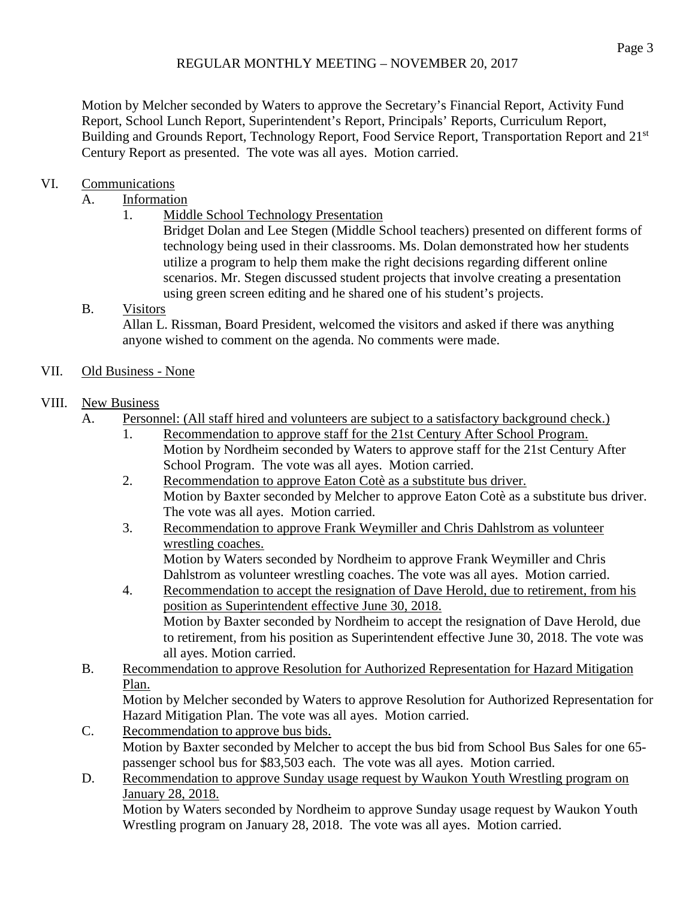Motion by Melcher seconded by Waters to approve the Secretary's Financial Report, Activity Fund Report, School Lunch Report, Superintendent's Report, Principals' Reports, Curriculum Report, Building and Grounds Report, Technology Report, Food Service Report, Transportation Report and 21st Century Report as presented. The vote was all ayes. Motion carried.

VI. Communications

A. Information

1. Middle School Technology Presentation

Bridget Dolan and Lee Stegen (Middle School teachers) presented on different forms of technology being used in their classrooms. Ms. Dolan demonstrated how her students utilize a program to help them make the right decisions regarding different online scenarios. Mr. Stegen discussed student projects that involve creating a presentation using green screen editing and he shared one of his student's projects.

B. Visitors

Allan L. Rissman, Board President, welcomed the visitors and asked if there was anything anyone wished to comment on the agenda. No comments were made.

VII. Old Business - None

VIII. New Business

A. Personnel: (All staff hired and volunteers are subject to a satisfactory background check.)

1. Recommendation to approve staff for the 21st Century After School Program.
Motion by Nordheim seconded by Waters to approve staff for the 21st Century After School Program. The vote was all ayes. Motion carried.

2. Recommendation to approve Eaton Cotè as a substitute bus driver.
Motion by Baxter seconded by Melcher to approve Eaton Cotè as a substitute bus driver. The vote was all ayes. Motion carried.

3. Recommendation to approve Frank Weymiller and Chris Dahlstrom as volunteer wrestling coaches.
Motion by Waters seconded by Nordheim to approve Frank Weymiller and Chris Dahlstrom as volunteer wrestling coaches. The vote was all ayes. Motion carried.

4. Recommendation to accept the resignation of Dave Herold, due to retirement, from his position as Superintendent effective June 30, 2018.
Motion by Baxter seconded by Nordheim to accept the resignation of Dave Herold, due to retirement, from his position as Superintendent effective June 30, 2018. The vote was all ayes. Motion carried.

B. Recommendation to approve Resolution for Authorized Representation for Hazard Mitigation Plan.
Motion by Melcher seconded by Waters to approve Resolution for Authorized Representation for Hazard Mitigation Plan. The vote was all ayes. Motion carried.

C. Recommendation to approve bus bids.
Motion by Baxter seconded by Melcher to accept the bus bid from School Bus Sales for one 65-passenger school bus for $83,503 each. The vote was all ayes. Motion carried.

D. Recommendation to approve Sunday usage request by Waukon Youth Wrestling program on January 28, 2018.
Motion by Waters seconded by Nordheim to approve Sunday usage request by Waukon Youth Wrestling program on January 28, 2018. The vote was all ayes. Motion carried.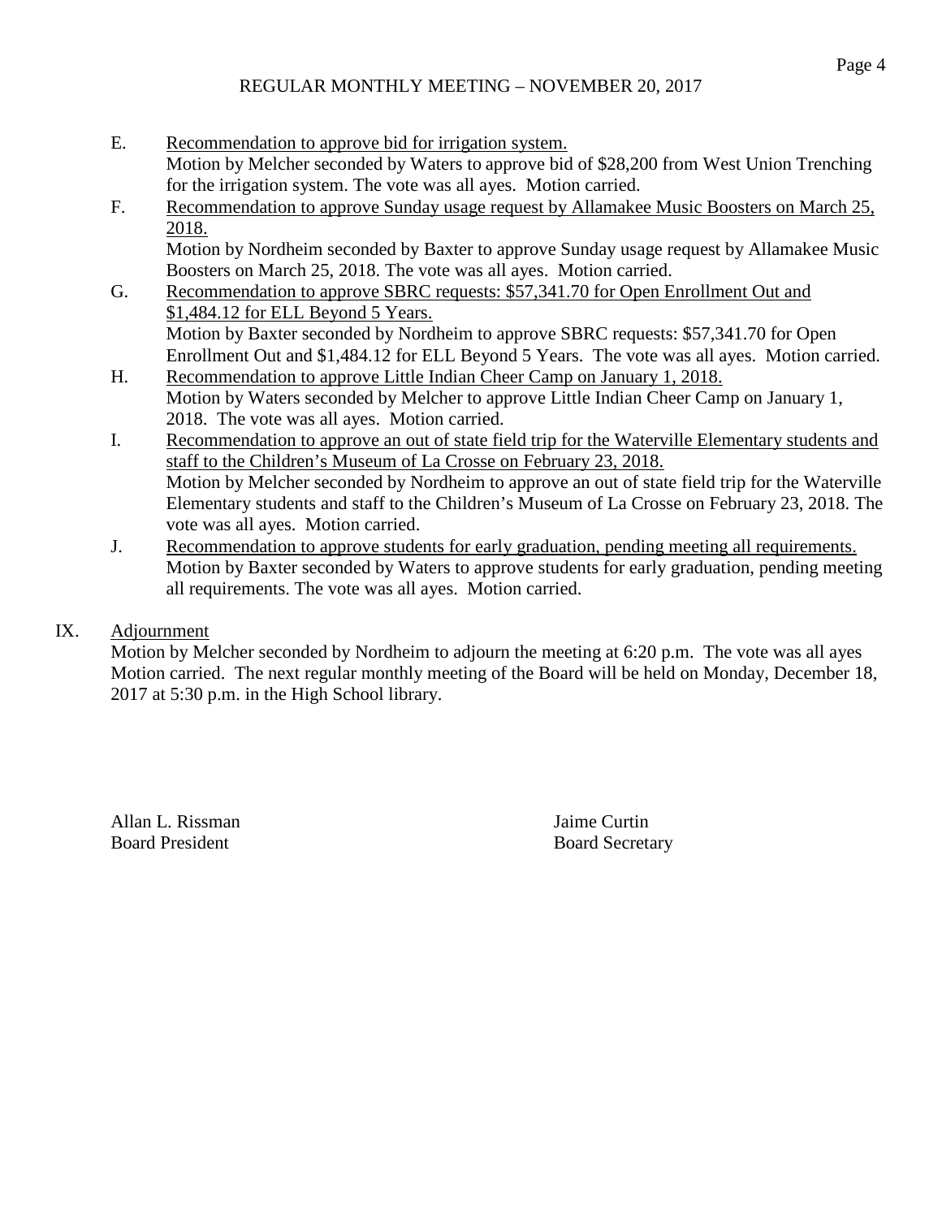E. <u>Recommendation to approve bid for irrigation system.</u>
   Motion by Melcher seconded by Waters to approve bid of $28,200 from West Union Trenching for the irrigation system. The vote was all ayes. Motion carried.

F. <u>Recommendation to approve Sunday usage request by Allamakee Music Boosters on March 25, 2018.</u>
   Motion by Nordheim seconded by Baxter to approve Sunday usage request by Allamakee Music Boosters on March 25, 2018. The vote was all ayes. Motion carried.

G. <u>Recommendation to approve SBRC requests: $57,341.70 for Open Enrollment Out and $1,484.12 for ELL Beyond 5 Years.</u>
   Motion by Baxter seconded by Nordheim to approve SBRC requests: $57,341.70 for Open Enrollment Out and $1,484.12 for ELL Beyond 5 Years. The vote was all ayes. Motion carried.

H. <u>Recommendation to approve Little Indian Cheer Camp on January 1, 2018.</u>
   Motion by Waters seconded by Melcher to approve Little Indian Cheer Camp on January 1, 2018. The vote was all ayes. Motion carried.

I. <u>Recommendation to approve an out of state field trip for the Waterville Elementary students and staff to the Children's Museum of La Crosse on February 23, 2018.</u>
   Motion by Melcher seconded by Nordheim to approve an out of state field trip for the Waterville Elementary students and staff to the Children's Museum of La Crosse on February 23, 2018. The vote was all ayes. Motion carried.

J. <u>Recommendation to approve students for early graduation, pending meeting all requirements.</u>
   Motion by Baxter seconded by Waters to approve students for early graduation, pending meeting all requirements. The vote was all ayes. Motion carried.

IX. <u>Adjournment</u>

Motion by Melcher seconded by Nordheim to adjourn the meeting at 6:20 p.m. The vote was all ayes Motion carried. The next regular monthly meeting of the Board will be held on Monday, December 18, 2017 at 5:30 p.m. in the High School library.

Allan L. Rissman
Board President

Jaime Curtin
Board Secretary